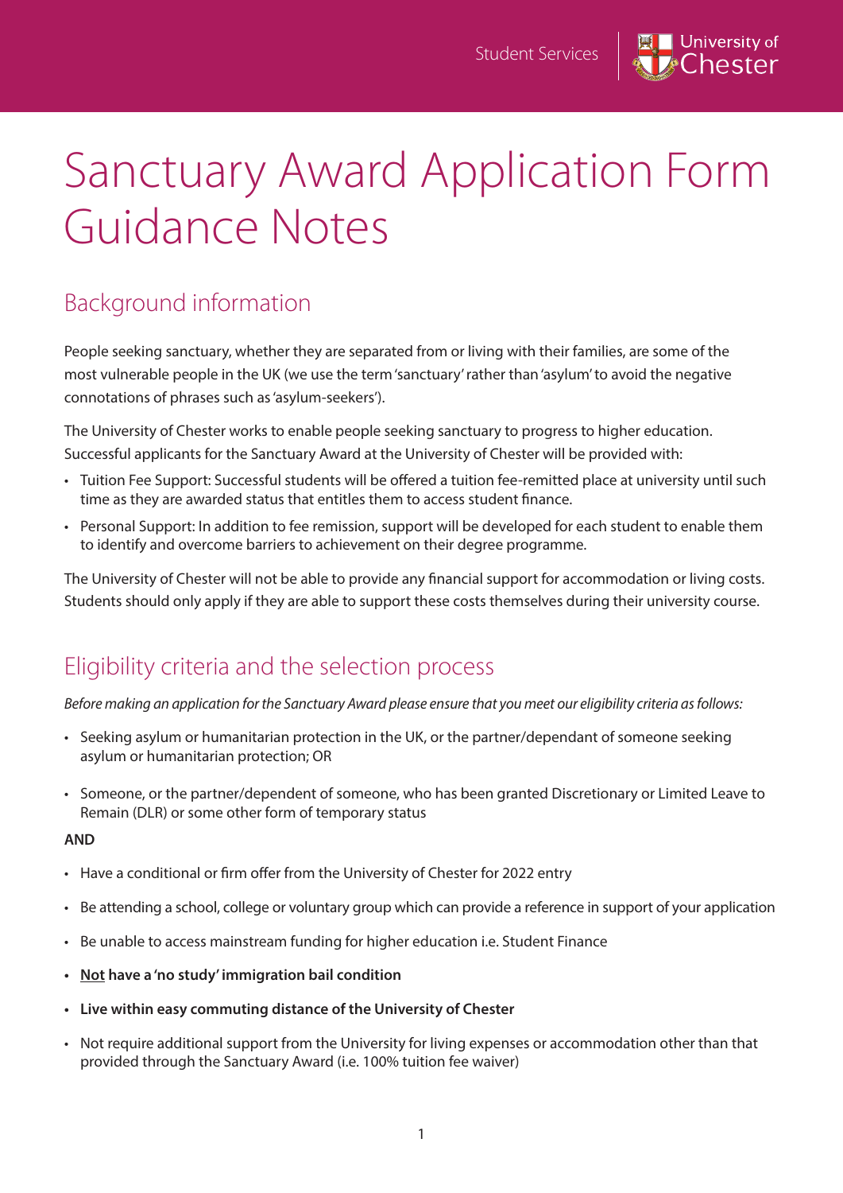# Sanctuary Award Application Form Guidance Notes

## Background information

People seeking sanctuary, whether they are separated from or living with their families, are some of the most vulnerable people in the UK (we use the term 'sanctuary' rather than 'asylum' to avoid the negative connotations of phrases such as 'asylum-seekers').

The University of Chester works to enable people seeking sanctuary to progress to higher education. Successful applicants for the Sanctuary Award at the University of Chester will be provided with:

- Tuition Fee Support: Successful students will be offered a tuition fee-remitted place at university until such time as they are awarded status that entitles them to access student finance.
- Personal Support: In addition to fee remission, support will be developed for each student to enable them to identify and overcome barriers to achievement on their degree programme.

The University of Chester will not be able to provide any financial support for accommodation or living costs. Students should only apply if they are able to support these costs themselves during their university course.

## Eligibility criteria and the selection process

*Before making an application for the Sanctuary Award please ensure that you meet our eligibility criteria as follows:*

- Seeking asylum or humanitarian protection in the UK, or the partner/dependant of someone seeking asylum or humanitarian protection; OR
- Someone, or the partner/dependent of someone, who has been granted Discretionary or Limited Leave to Remain (DLR) or some other form of temporary status

**AND**

- Have a conditional or firm offer from the University of Chester for 2022 entry
- Be attending a school, college or voluntary group which can provide a reference in support of your application
- Be unable to access mainstream funding for higher education i.e. Student Finance
- **Not have a 'no study' immigration bail condition**
- **Live within easy commuting distance of the University of Chester**
- Not require additional support from the University for living expenses or accommodation other than that provided through the Sanctuary Award (i.e. 100% tuition fee waiver)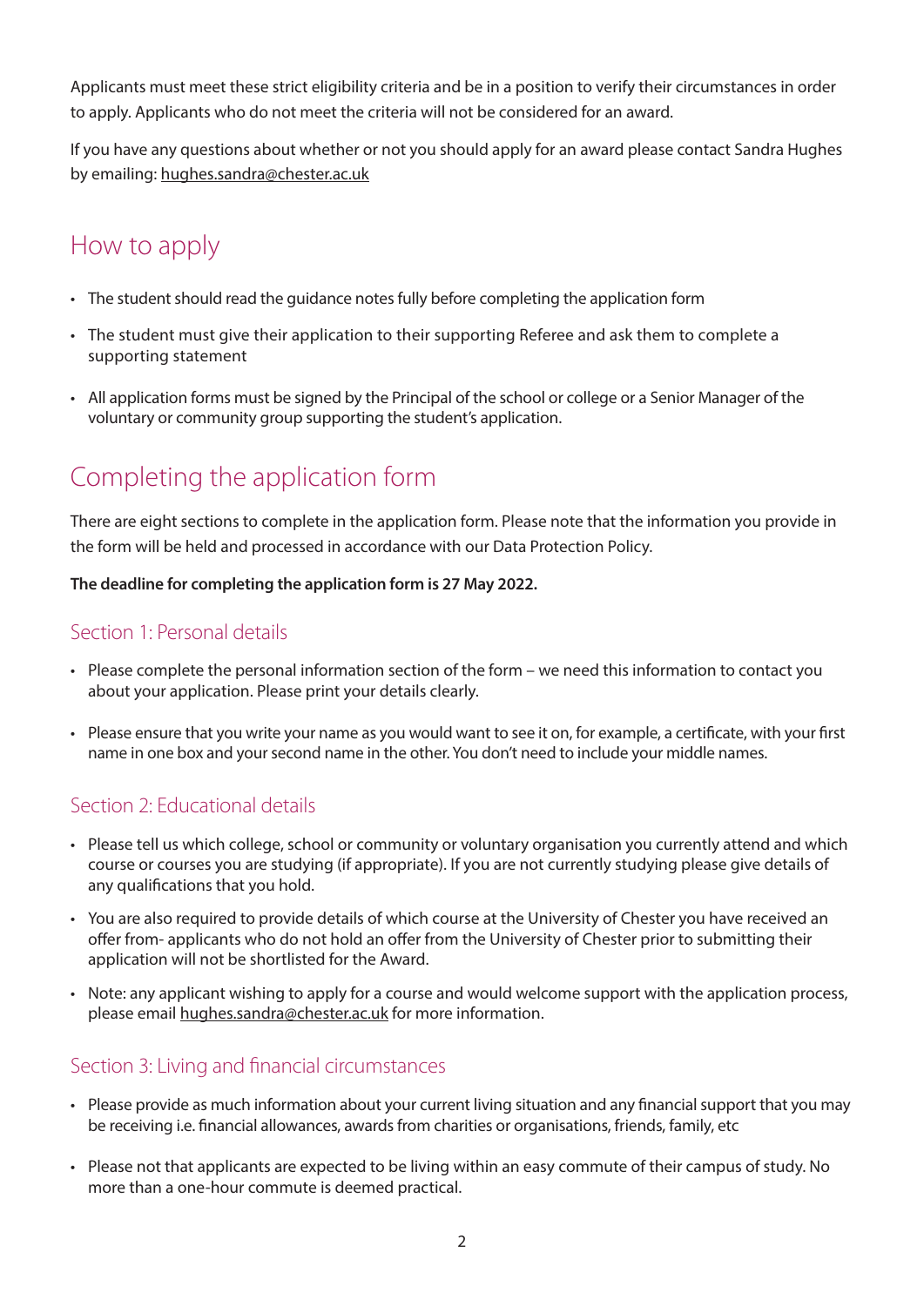Applicants must meet these strict eligibility criteria and be in a position to verify their circumstances in order to apply. Applicants who do not meet the criteria will not be considered for an award.

If you have any questions about whether or not you should apply for an award please contact Sandra Hughes by emailing: hughes.sandra@chester.ac.uk

## How to apply

- The student should read the guidance notes fully before completing the application form
- The student must give their application to their supporting Referee and ask them to complete a supporting statement
- All application forms must be signed by the Principal of the school or college or a Senior Manager of the voluntary or community group supporting the student's application.

## Completing the application form

There are eight sections to complete in the application form. Please note that the information you provide in the form will be held and processed in accordance with our Data Protection Policy.

**The deadline for completing the application form is 27 May 2022.**

### Section 1: Personal details

- Please complete the personal information section of the form – we need this information to contact you about your application. Please print your details clearly.
- Please ensure that you write your name as you would want to see it on, for example, a certificate, with your first name in one box and your second name in the other. You don't need to include your middle names.

### Section 2: Educational details

- Please tell us which college, school or community or voluntary organisation you currently attend and which course or courses you are studying (if appropriate). If you are not currently studying please give details of any qualifications that you hold.
- You are also required to provide details of which course at the University of Chester you have received an offer from- applicants who do not hold an offer from the University of Chester prior to submitting their application will not be shortlisted for the Award.
- Note: any applicant wishing to apply for a course and would welcome support with the application process, please email hughes.sandra@chester.ac.uk for more information.

### Section 3: Living and financial circumstances

- Please provide as much information about your current living situation and any financial support that you may be receiving i.e. financial allowances, awards from charities or organisations, friends, family, etc
- Please not that applicants are expected to be living within an easy commute of their campus of study. No more than a one-hour commute is deemed practical.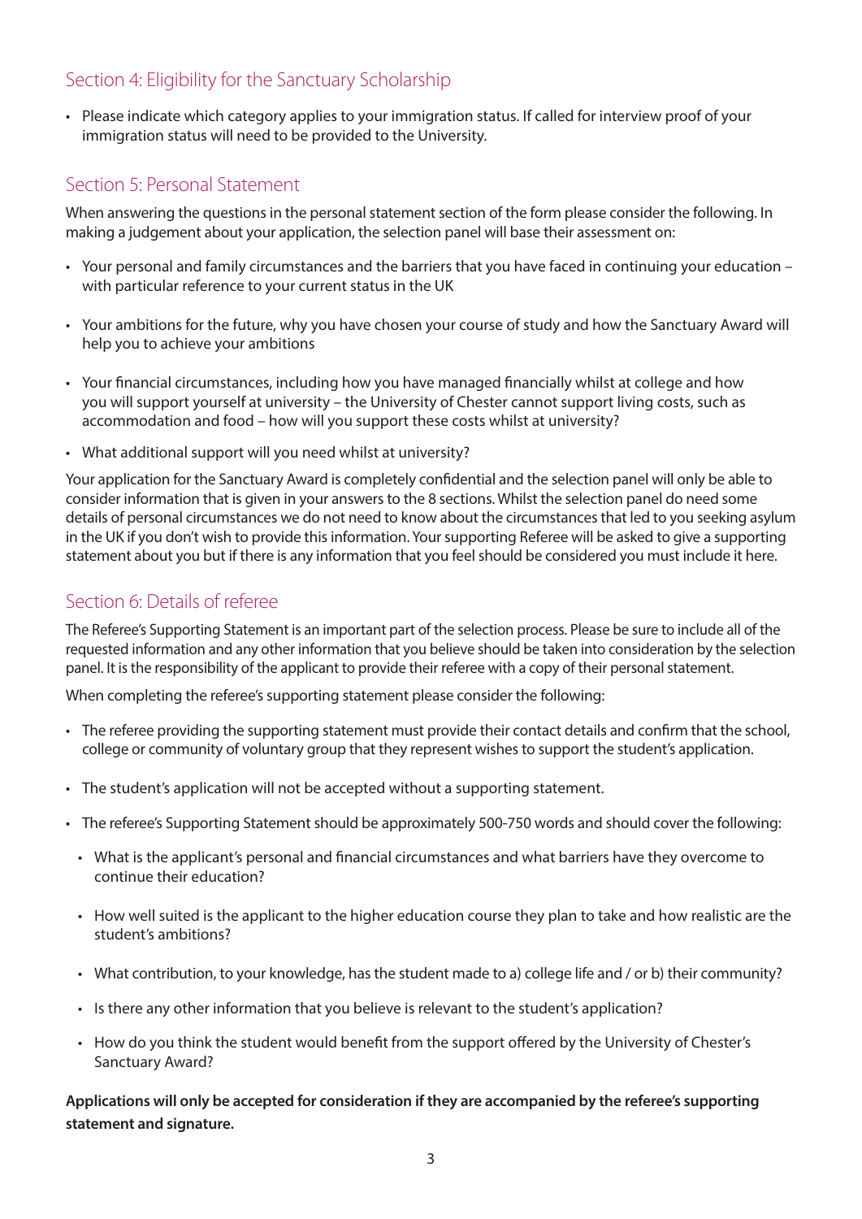## Section 4: Eligibility for the Sanctuary Scholarship

- Please indicate which category applies to your immigration status. If called for interview proof of your immigration status will need to be provided to the University.

## Section 5: Personal Statement

When answering the questions in the personal statement section of the form please consider the following. In making a judgement about your application, the selection panel will base their assessment on:

- Your personal and family circumstances and the barriers that you have faced in continuing your education – with particular reference to your current status in the UK
- Your ambitions for the future, why you have chosen your course of study and how the Sanctuary Award will help you to achieve your ambitions
- Your financial circumstances, including how you have managed financially whilst at college and how you will support yourself at university – the University of Chester cannot support living costs, such as accommodation and food – how will you support these costs whilst at university?
- What additional support will you need whilst at university?

Your application for the Sanctuary Award is completely confidential and the selection panel will only be able to consider information that is given in your answers to the 8 sections. Whilst the selection panel do need some details of personal circumstances we do not need to know about the circumstances that led to you seeking asylum in the UK if you don't wish to provide this information. Your supporting Referee will be asked to give a supporting statement about you but if there is any information that you feel should be considered you must include it here.

## Section 6: Details of referee

The Referee's Supporting Statement is an important part of the selection process. Please be sure to include all of the requested information and any other information that you believe should be taken into consideration by the selection panel. It is the responsibility of the applicant to provide their referee with a copy of their personal statement.

When completing the referee's supporting statement please consider the following:

- The referee providing the supporting statement must provide their contact details and confirm that the school, college or community of voluntary group that they represent wishes to support the student's application.
- The student's application will not be accepted without a supporting statement.
- The referee's Supporting Statement should be approximately 500-750 words and should cover the following:
  - What is the applicant's personal and financial circumstances and what barriers have they overcome to continue their education?
  - How well suited is the applicant to the higher education course they plan to take and how realistic are the student's ambitions?
  - What contribution, to your knowledge, has the student made to a) college life and / or b) their community?
  - Is there any other information that you believe is relevant to the student's application?
  - How do you think the student would benefit from the support offered by the University of Chester's Sanctuary Award?

**Applications will only be accepted for consideration if they are accompanied by the referee's supporting statement and signature.**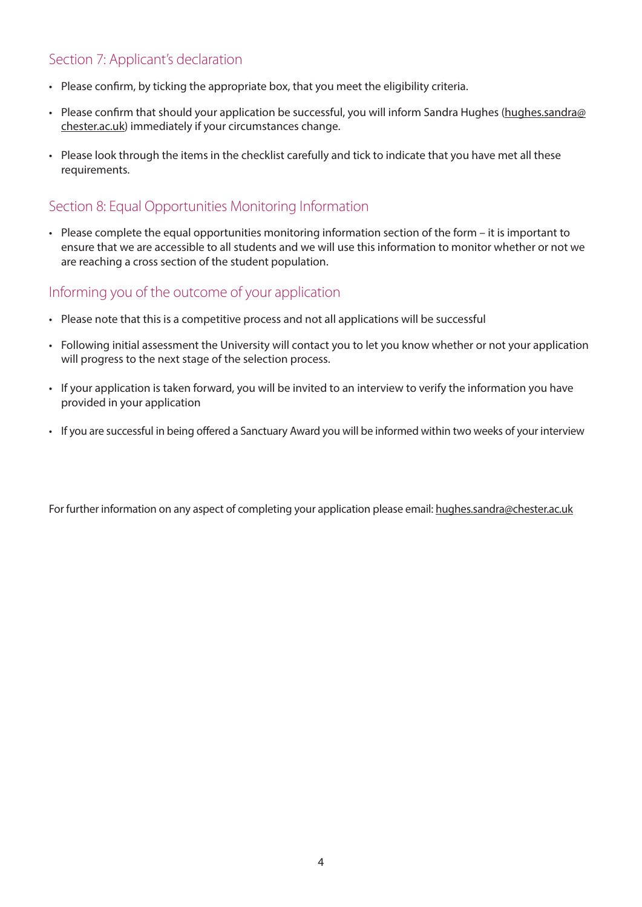## Section 7: Applicant's declaration

- Please confirm, by ticking the appropriate box, that you meet the eligibility criteria.
- Please confirm that should your application be successful, you will inform Sandra Hughes (hughes.sandra@chester.ac.uk) immediately if your circumstances change.
- Please look through the items in the checklist carefully and tick to indicate that you have met all these requirements.

## Section 8: Equal Opportunities Monitoring Information

- Please complete the equal opportunities monitoring information section of the form – it is important to ensure that we are accessible to all students and we will use this information to monitor whether or not we are reaching a cross section of the student population.

## Informing you of the outcome of your application

- Please note that this is a competitive process and not all applications will be successful
- Following initial assessment the University will contact you to let you know whether or not your application will progress to the next stage of the selection process.
- If your application is taken forward, you will be invited to an interview to verify the information you have provided in your application
- If you are successful in being offered a Sanctuary Award you will be informed within two weeks of your interview

For further information on any aspect of completing your application please email: hughes.sandra@chester.ac.uk